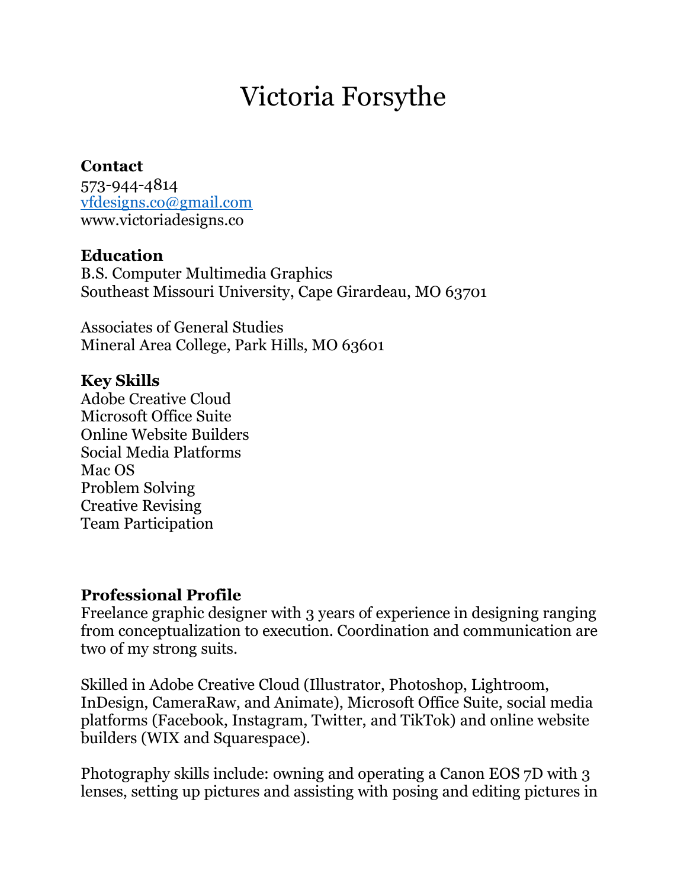# Victoria Forsythe

**Contact**
573-944-4814
vfdesigns.co@gmail.com
www.victoriadesigns.co

**Education**
B.S. Computer Multimedia Graphics
Southeast Missouri University, Cape Girardeau, MO 63701

Associates of General Studies
Mineral Area College, Park Hills, MO 63601

**Key Skills**
Adobe Creative Cloud
Microsoft Office Suite
Online Website Builders
Social Media Platforms
Mac OS
Problem Solving
Creative Revising
Team Participation

**Professional Profile**
Freelance graphic designer with 3 years of experience in designing ranging from conceptualization to execution. Coordination and communication are two of my strong suits.

Skilled in Adobe Creative Cloud (Illustrator, Photoshop, Lightroom, InDesign, CameraRaw, and Animate), Microsoft Office Suite, social media platforms (Facebook, Instagram, Twitter, and TikTok) and online website builders (WIX and Squarespace).

Photography skills include: owning and operating a Canon EOS 7D with 3 lenses, setting up pictures and assisting with posing and editing pictures in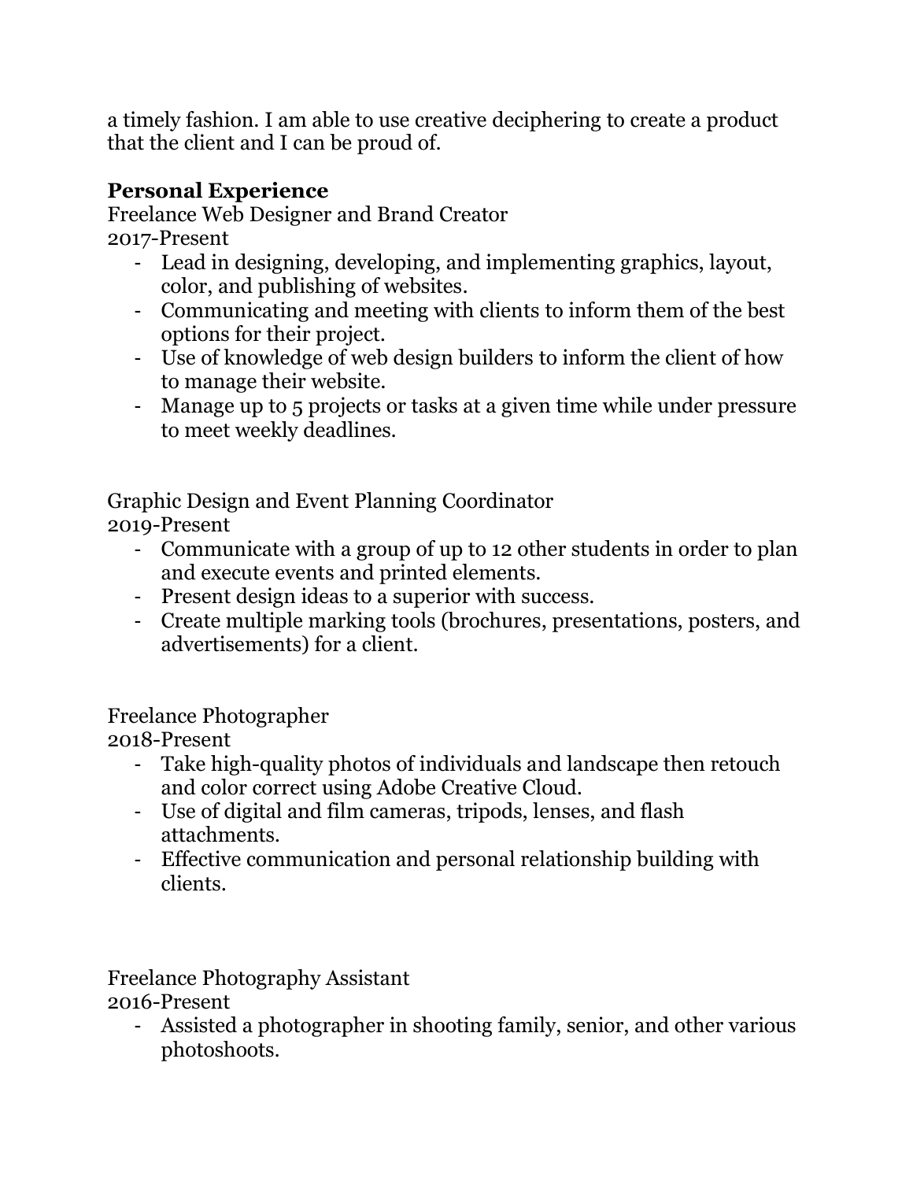a timely fashion. I am able to use creative deciphering to create a product that the client and I can be proud of.

## Personal Experience

Freelance Web Designer and Brand Creator
2017-Present

- Lead in designing, developing, and implementing graphics, layout, color, and publishing of websites.
- Communicating and meeting with clients to inform them of the best options for their project.
- Use of knowledge of web design builders to inform the client of how to manage their website.
- Manage up to 5 projects or tasks at a given time while under pressure to meet weekly deadlines.

Graphic Design and Event Planning Coordinator
2019-Present

- Communicate with a group of up to 12 other students in order to plan and execute events and printed elements.
- Present design ideas to a superior with success.
- Create multiple marking tools (brochures, presentations, posters, and advertisements) for a client.

Freelance Photographer
2018-Present

- Take high-quality photos of individuals and landscape then retouch and color correct using Adobe Creative Cloud.
- Use of digital and film cameras, tripods, lenses, and flash attachments.
- Effective communication and personal relationship building with clients.

Freelance Photography Assistant
2016-Present

- Assisted a photographer in shooting family, senior, and other various photoshoots.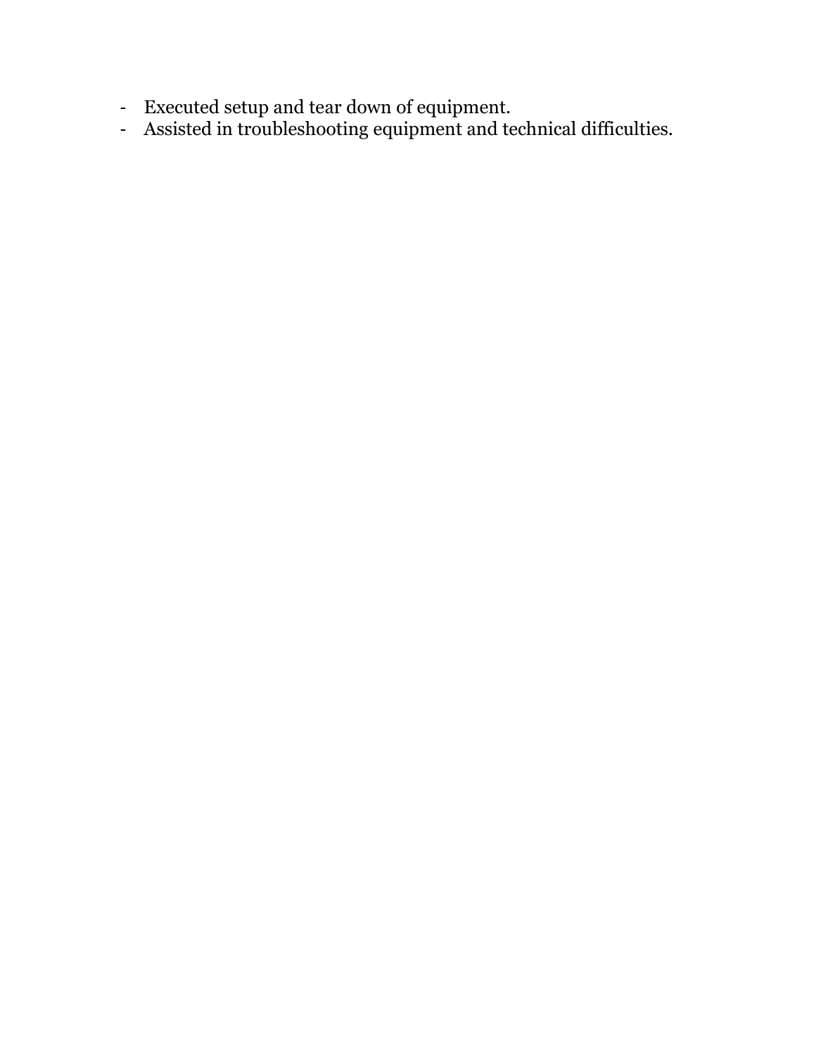- Executed setup and tear down of equipment.
- Assisted in troubleshooting equipment and technical difficulties.